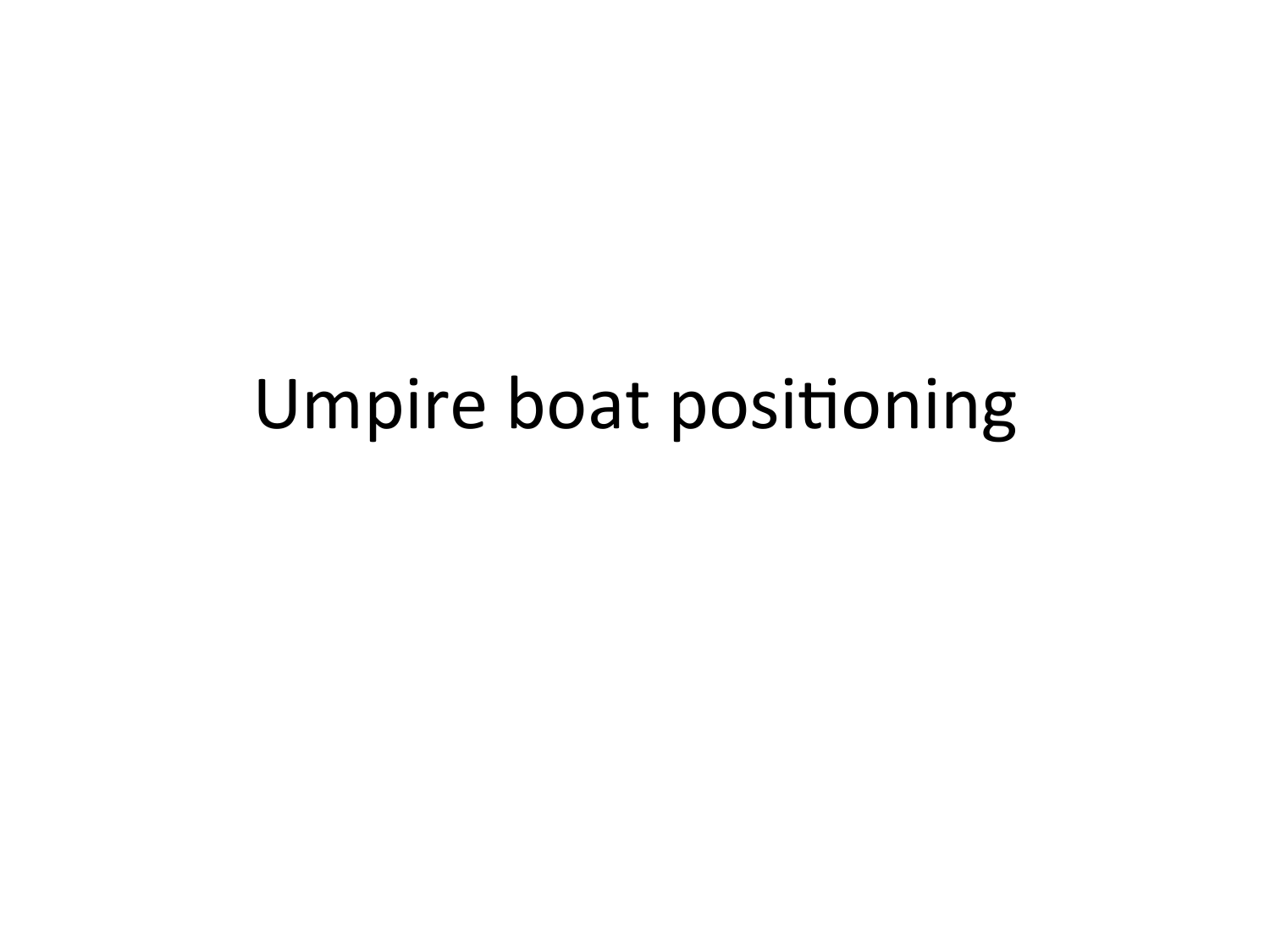# Umpire boat positioning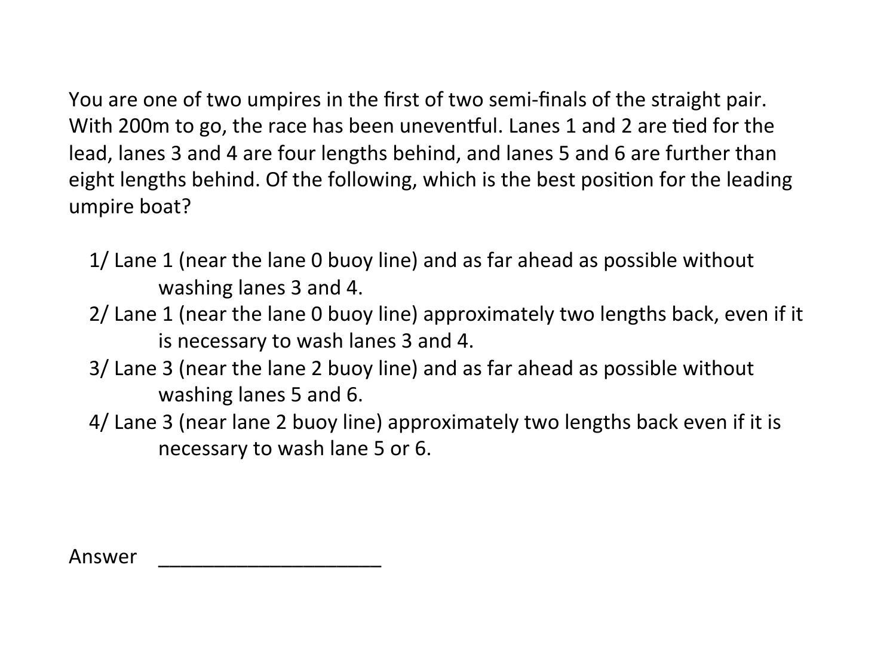You are one of two umpires in the first of two semi-finals of the straight pair. With 200m to go, the race has been uneventful. Lanes 1 and 2 are tied for the lead, lanes 3 and 4 are four lengths behind, and lanes 5 and 6 are further than eight lengths behind. Of the following, which is the best position for the leading umpire boat?

1/ Lane 1 (near the lane 0 buoy line) and as far ahead as possible without washing lanes 3 and 4.

2/ Lane 1 (near the lane 0 buoy line) approximately two lengths back, even if it is necessary to wash lanes 3 and 4.

3/ Lane 3 (near the lane 2 buoy line) and as far ahead as possible without washing lanes 5 and 6.

4/ Lane 3 (near lane 2 buoy line) approximately two lengths back even if it is necessary to wash lane 5 or 6.

Answer ____________________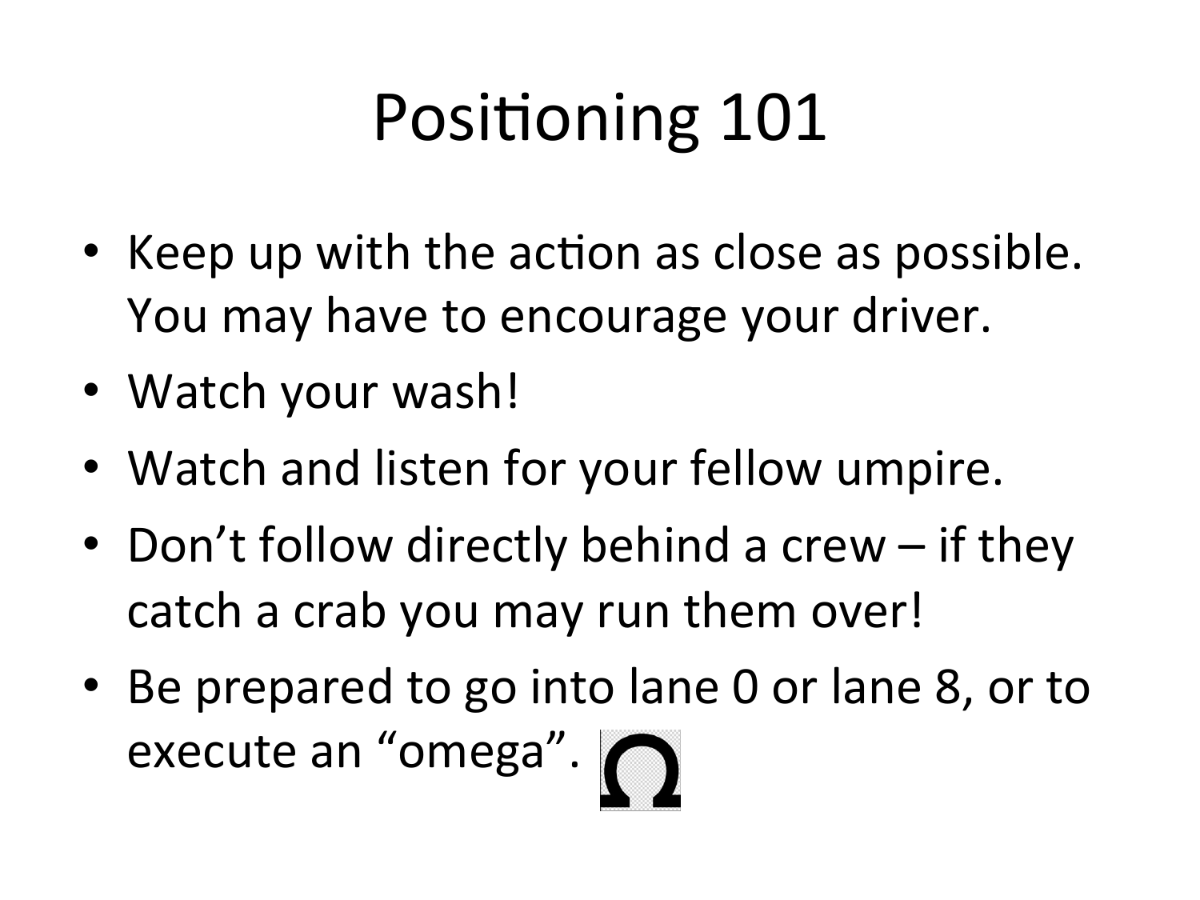# Positioning 101

- Keep up with the action as close as possible. You may have to encourage your driver.
- Watch your wash!
- Watch and listen for your fellow umpire.
- Don't follow directly behind a crew – if they catch a crab you may run them over!
- Be prepared to go into lane 0 or lane 8, or to execute an "omega". Ω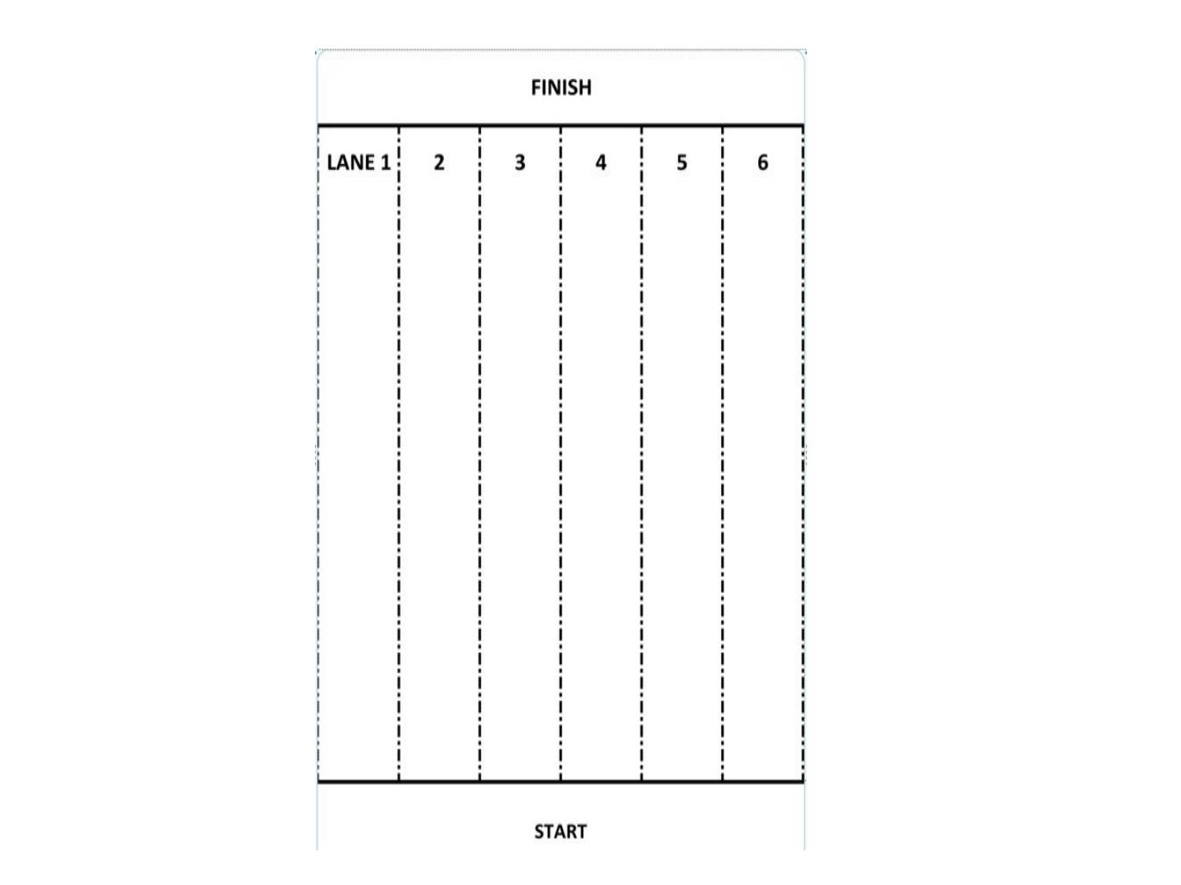FINISH

| LANE 1 | 2 | 3 | 4 | 5 | 6 |
| --- | --- | --- | --- | --- | --- |
| | | | | | |

START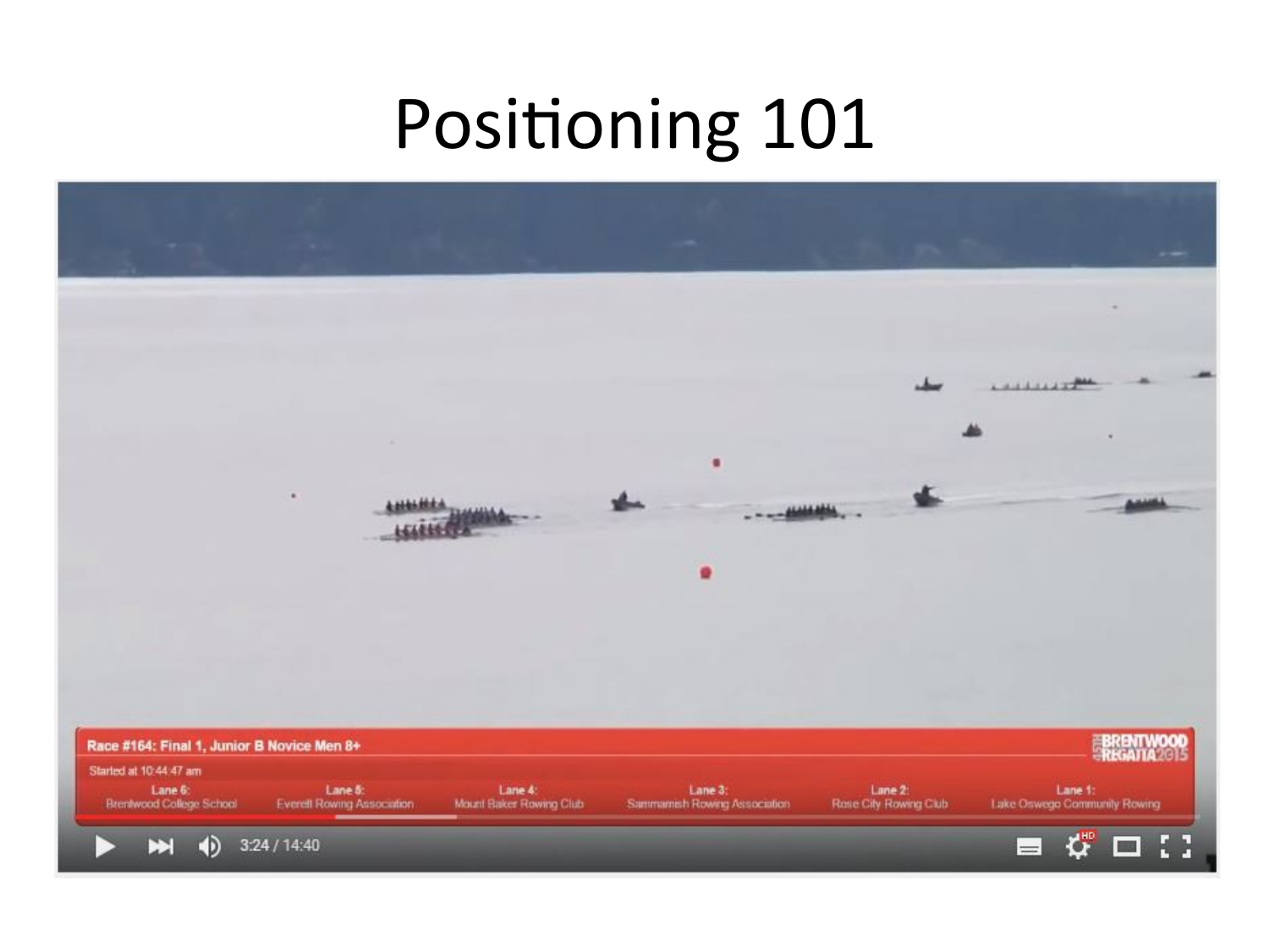# Positioning 101

Race #164: Final 1, Junior B Novice Men 8+

Started at 10:44:47 am

| Lane 6: | Lane 5: | Lane 4: | Lane 3: | Lane 2: | Lane 1: |
|---|---|---|---|---|---|
| Brentwood College School | Everett Rowing Association | Mount Baker Rowing Club | Sammamish Rowing Association | Rose City Rowing Club | Lake Oswego Community Rowing |

3:24 / 14:40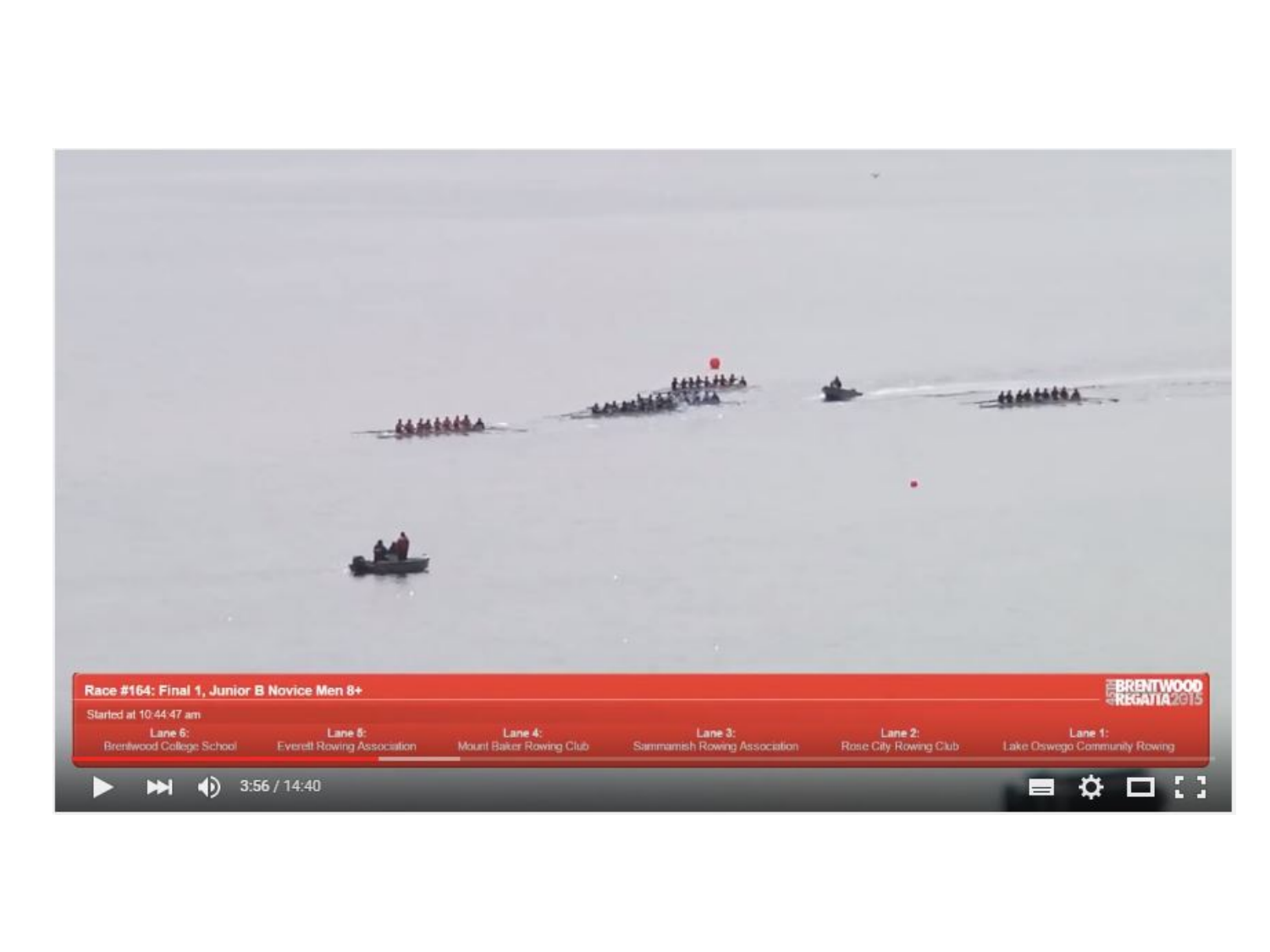**Race #164: Final 1, Junior B Novice Men 8+**

Started at 10:44:47 am

| Lane 6: | Lane 5: | Lane 4: | Lane 3: | Lane 2: | Lane 1: |
|---|---|---|---|---|---|
| Brentwood College School | Everett Rowing Association | Mount Baker Rowing Club | Sammamish Rowing Association | Rose City Rowing Club | Lake Oswego Community Rowing |

BRENTWOOD REGATTA 2015

3:56 / 14:40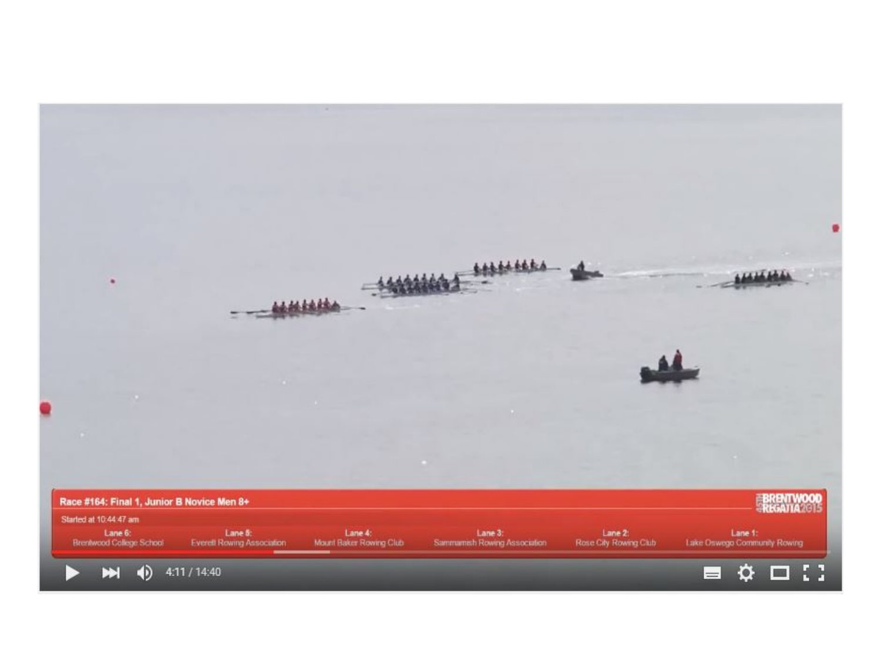Race #164: Final 1, Junior B Novice Men 8+

Started at 10:44:47 am

| Lane 6: | Lane 5: | Lane 4: | Lane 3: | Lane 2: | Lane 1: |
|---|---|---|---|---|---|
| Brentwood College School | Everett Rowing Association | Mount Baker Rowing Club | Sammamish Rowing Association | Rose City Rowing Club | Lake Oswego Community Rowing |

BRENTWOOD REGATTA 2015

4:11 / 14:40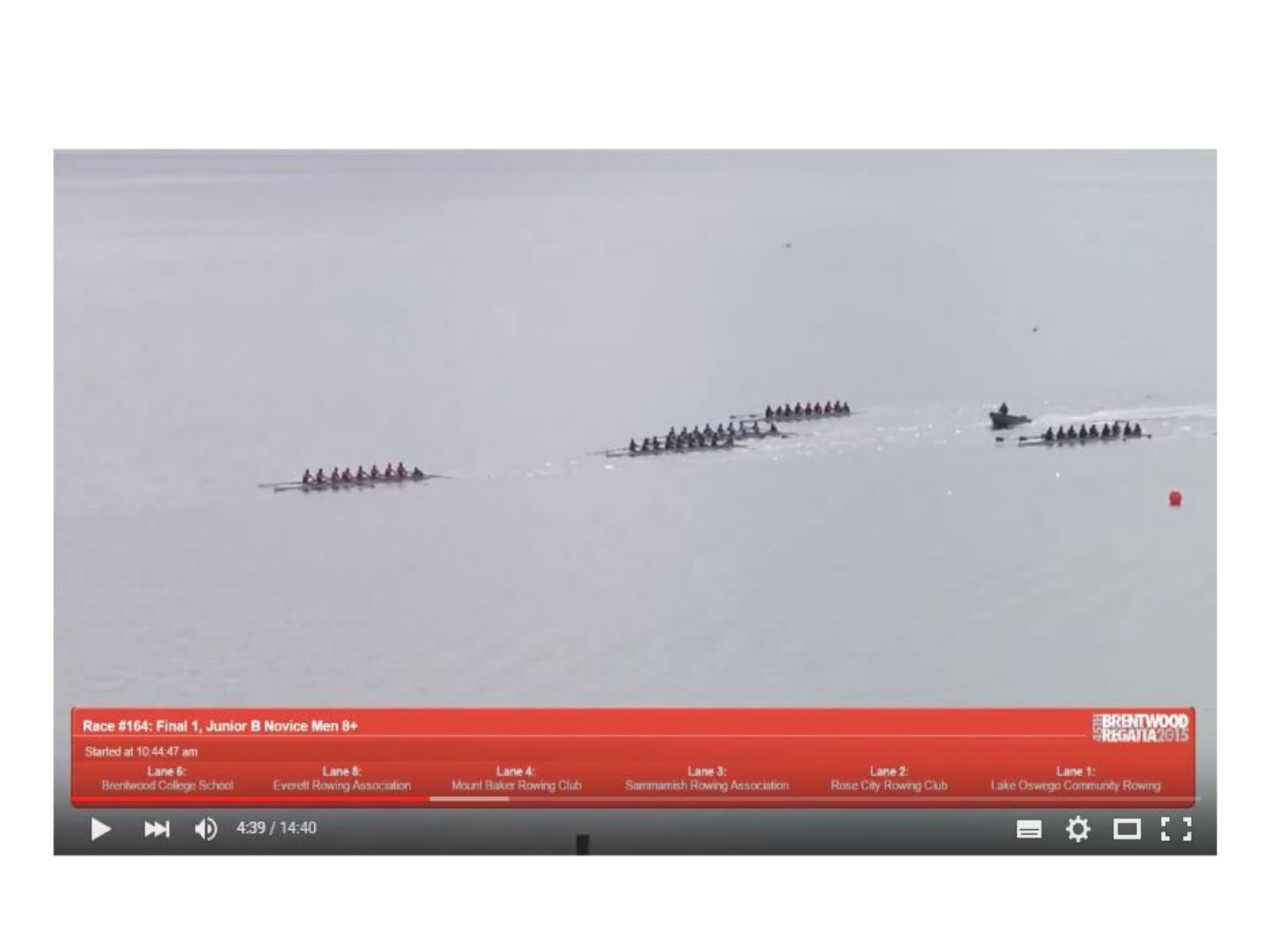Race #164: Final 1, Junior B Novice Men 8+

Started at 10:44:47 am

| Lane 6: | Lane 5: | Lane 4: | Lane 3: | Lane 2: | Lane 1: |
|---|---|---|---|---|---|
| Brentwood College School | Everett Rowing Association | Mount Baker Rowing Club | Sammamish Rowing Association | Rose City Rowing Club | Lake Oswego Community Rowing |

45th BRENTWOOD REGATTA 2015

4:39 / 14:40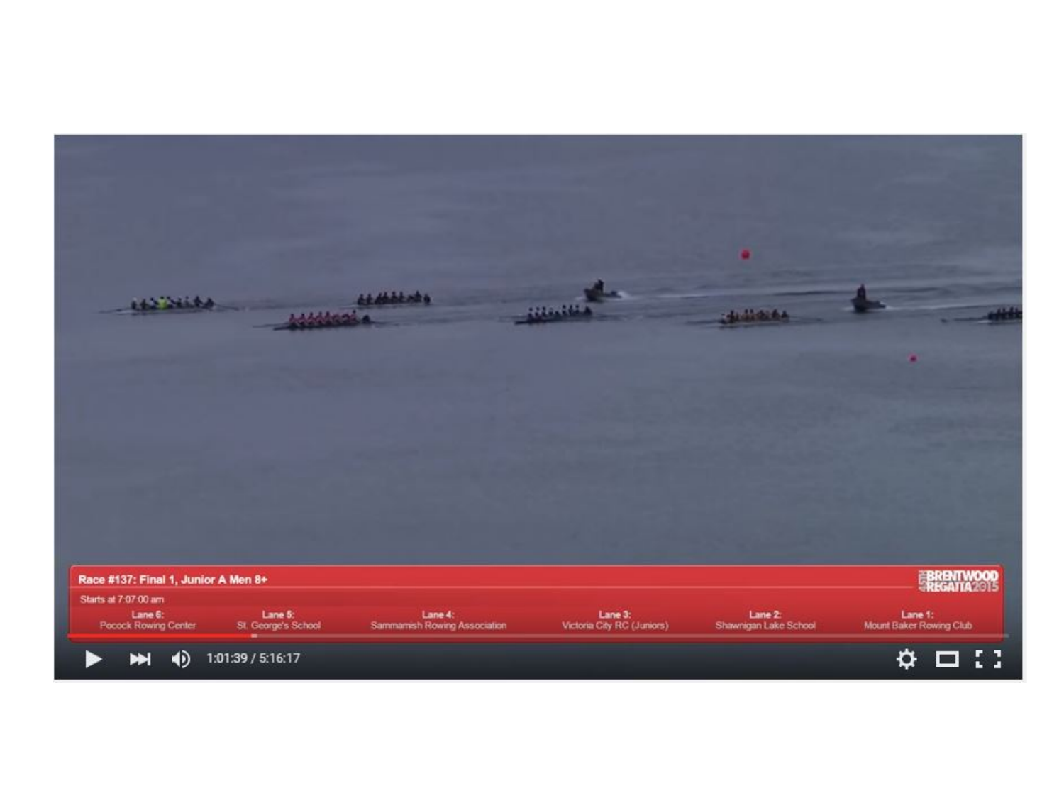Race #137: Final 1, Junior A Men 8+

Starts at 7:07:00 am

| Lane 6: | Lane 5: | Lane 4: | Lane 3: | Lane 2: | Lane 1: |
|---|---|---|---|---|---|
| Pocock Rowing Center | St. George's School | Sammamish Rowing Association | Victoria City RC (Juniors) | Shawnigan Lake School | Mount Baker Rowing Club |

BRENTWOOD REGATTA 2015

1:01:39 / 5:16:17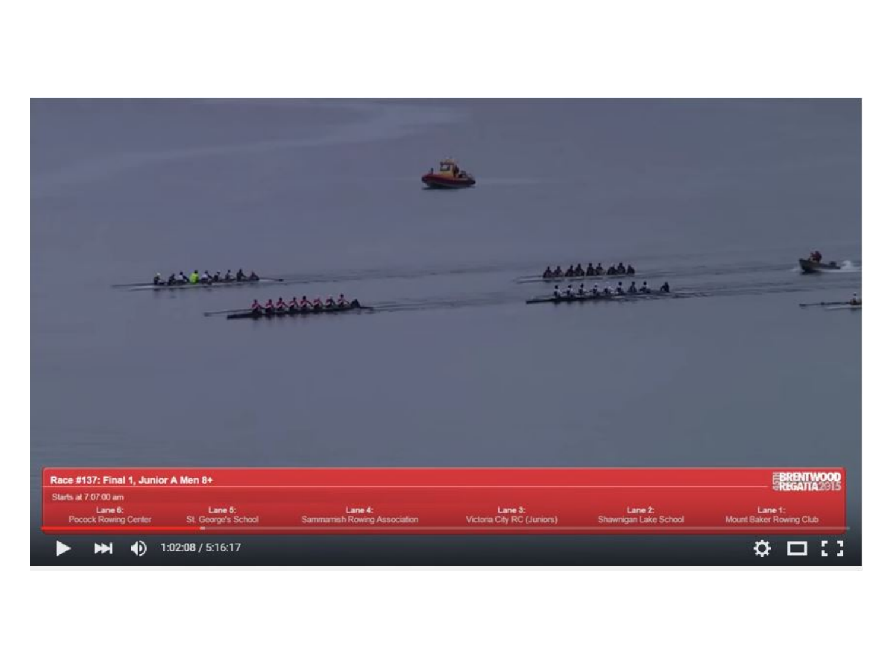Race #137: Final 1, Junior A Men 8+

Starts at 7:07:00 am

| Lane 6: | Lane 5: | Lane 4: | Lane 3: | Lane 2: | Lane 1: |
|---|---|---|---|---|---|
| Pocock Rowing Center | St. George's School | Sammamish Rowing Association | Victoria City RC (Juniors) | Shawnigan Lake School | Mount Baker Rowing Club |

BRENTWOOD REGATTA 2015

1:02:08 / 5:16:17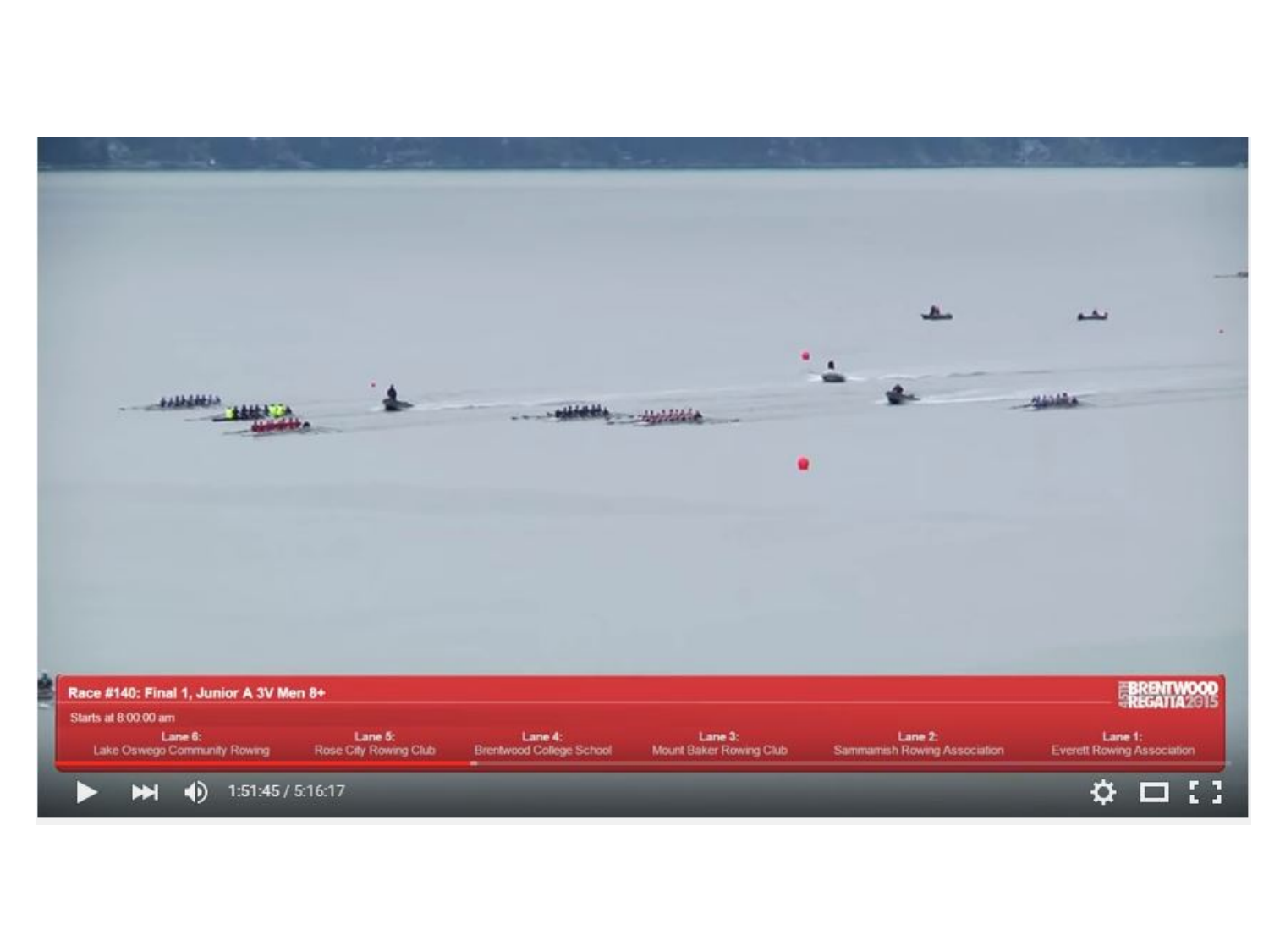Race #140: Final 1, Junior A 3V Men 8+

Starts at 8:00:00 am

| Lane 6: | Lane 5: | Lane 4: | Lane 3: | Lane 2: | Lane 1: |
| --- | --- | --- | --- | --- | --- |
| Lake Oswego Community Rowing | Rose City Rowing Club | Brentwood College School | Mount Baker Rowing Club | Sammamish Rowing Association | Everett Rowing Association |

BRENTWOOD REGATTA 2015

1:51:45 / 5:16:17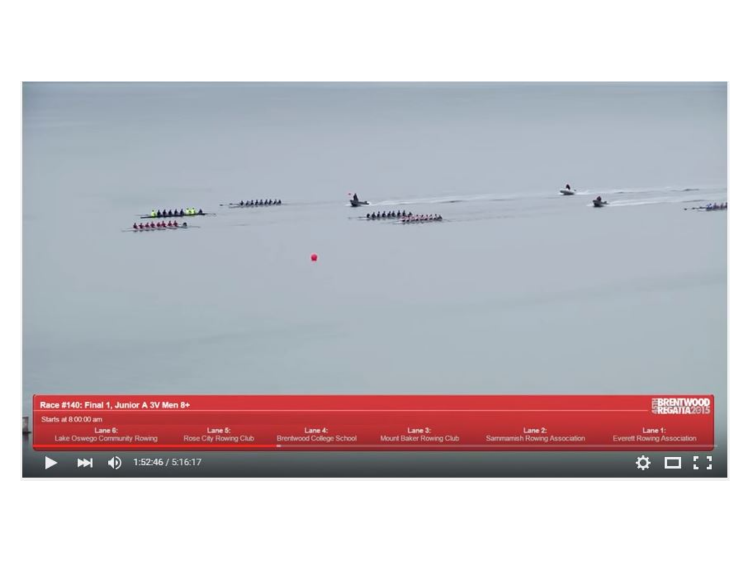**Race #140: Final 1, Junior A 3V Men 8+**

Starts at 8:00:00 am

| Lane 6: | Lane 5: | Lane 4: | Lane 3: | Lane 2: | Lane 1: |
|---|---|---|---|---|---|
| Lake Oswego Community Rowing | Rose City Rowing Club | Brentwood College School | Mount Baker Rowing Club | Sammamish Rowing Association | Everett Rowing Association |

BRENTWOOD REGATTA 2015

1:52:46 / 5:16:17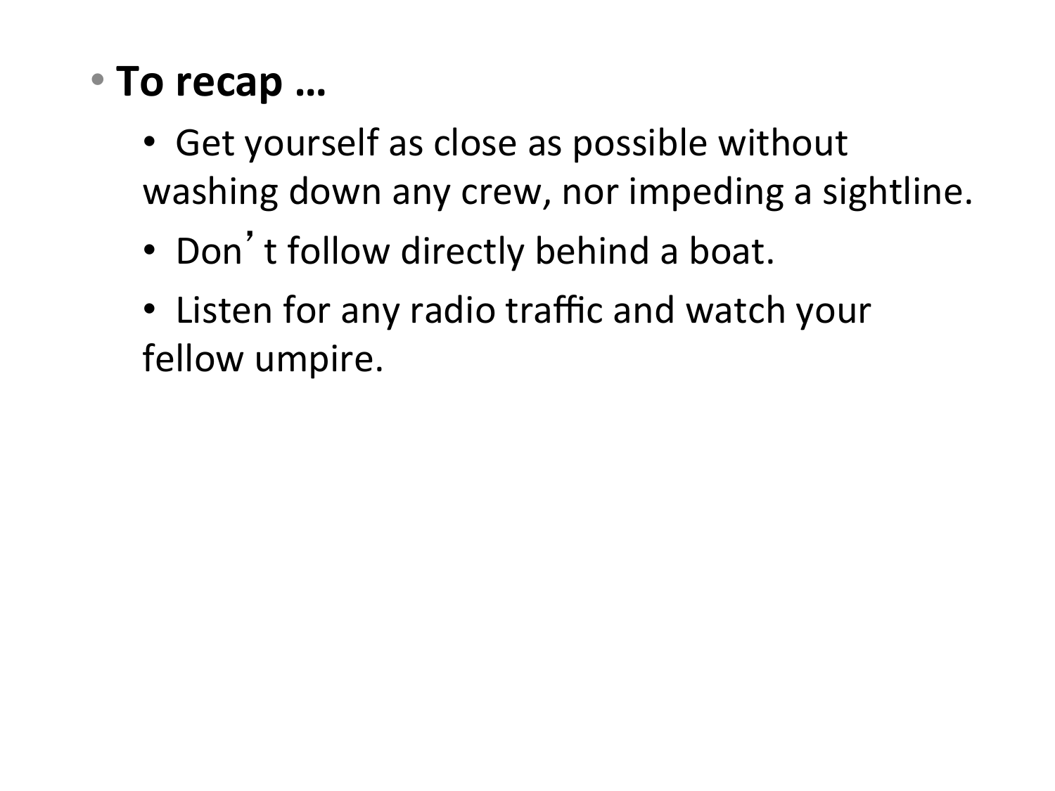- **To recap …**
  - Get yourself as close as possible without washing down any crew, nor impeding a sightline.
  - Don't follow directly behind a boat.
  - Listen for any radio traffic and watch your fellow umpire.